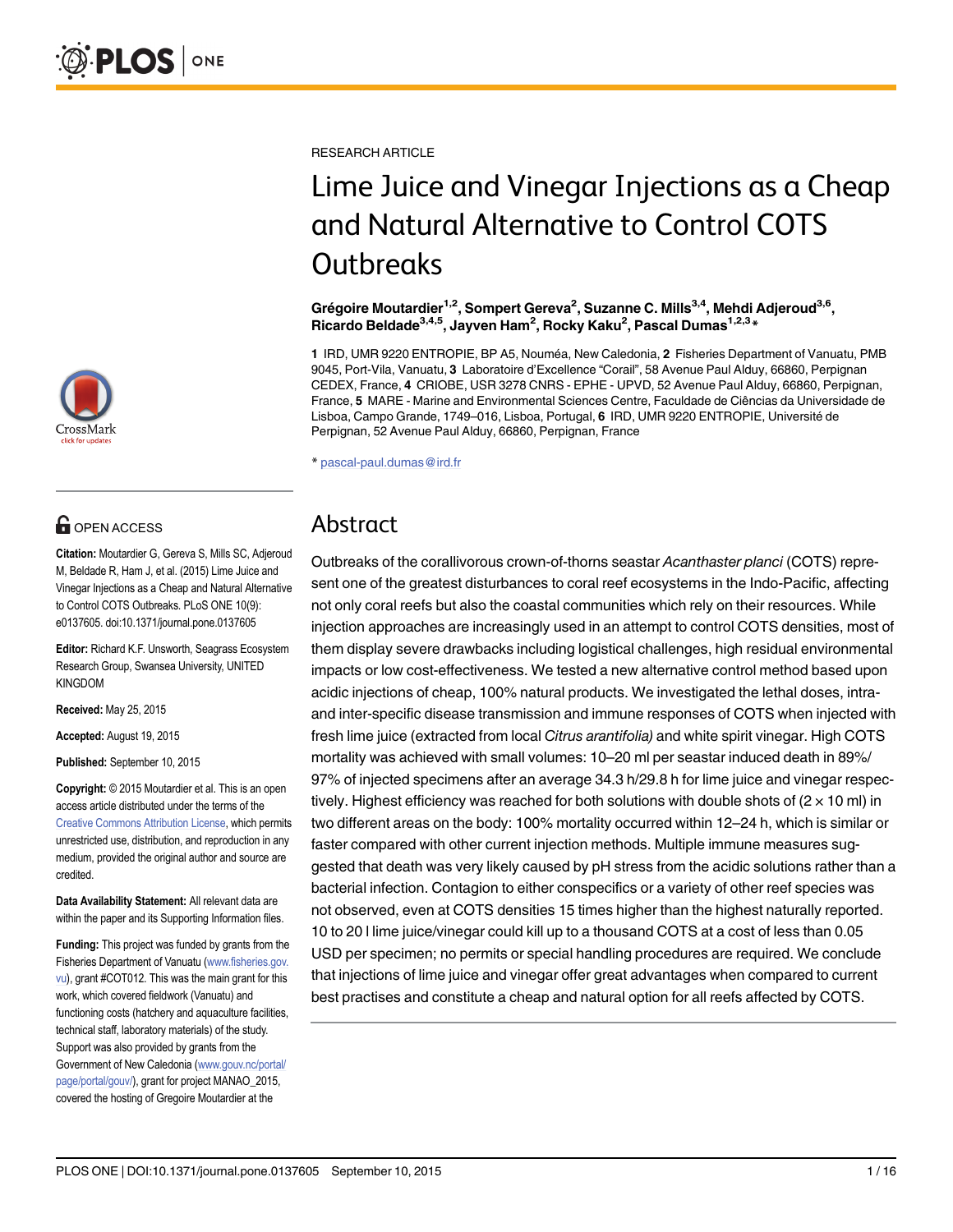RESEARCH ARTICLE

# Lime Juice and Vinegar Injections as a Cheap and Natural Alternative to Control COTS Outbreaks

**Grégoire Moutardier[1,2], Sompert Gereva[2], Suzanne C. Mills[3,4], Mehdi Adjeroud[3,6], Ricardo Beldade[3,4,5], Jayven Ham[2], Rocky Kaku[2], Pascal Dumas[1,2,3]***

**1** IRD, UMR 9220 ENTROPIE, BP A5, Nouméa, New Caledonia, **2** Fisheries Department of Vanuatu, PMB 9045, Port-Vila, Vanuatu, **3** Laboratoire d'Excellence "Corail", 58 Avenue Paul Alduy, 66860, Perpignan CEDEX, France, **4** CRIOBE, USR 3278 CNRS - EPHE - UPVD, 52 Avenue Paul Alduy, 66860, Perpignan, France, **5** MARE - Marine and Environmental Sciences Centre, Faculdade de Ciências da Universidade de Lisboa, Campo Grande, 1749–016, Lisboa, Portugal, **6** IRD, UMR 9220 ENTROPIE, Université de Perpignan, 52 Avenue Paul Alduy, 66860, Perpignan, France

* pascal-paul.dumas@ird.fr

OPEN ACCESS

**Citation:** Moutardier G, Gereva S, Mills SC, Adjeroud M, Beldade R, Ham J, et al. (2015) Lime Juice and Vinegar Injections as a Cheap and Natural Alternative to Control COTS Outbreaks. PLoS ONE 10(9): e0137605. doi:10.1371/journal.pone.0137605

**Editor:** Richard K.F. Unsworth, Seagrass Ecosystem Research Group, Swansea University, UNITED KINGDOM

**Received:** May 25, 2015

**Accepted:** August 19, 2015

**Published:** September 10, 2015

**Copyright:** © 2015 Moutardier et al. This is an open access article distributed under the terms of the Creative Commons Attribution License, which permits unrestricted use, distribution, and reproduction in any medium, provided the original author and source are credited.

**Data Availability Statement:** All relevant data are within the paper and its Supporting Information files.

**Funding:** This project was funded by grants from the Fisheries Department of Vanuatu (www.fisheries.gov.vu), grant #COT012. This was the main grant for this work, which covered fieldwork (Vanuatu) and functioning costs (hatchery and aquaculture facilities, technical staff, laboratory materials) of the study. Support was also provided by grants from the Government of New Caledonia (www.gouv.nc/portal/page/portal/gouv/), grant for project MANAO_2015, covered the hosting of Gregoire Moutardier at the

## Abstract

Outbreaks of the corallivorous crown-of-thorns seastar *Acanthaster planci* (COTS) represent one of the greatest disturbances to coral reef ecosystems in the Indo-Pacific, affecting not only coral reefs but also the coastal communities which rely on their resources. While injection approaches are increasingly used in an attempt to control COTS densities, most of them display severe drawbacks including logistical challenges, high residual environmental impacts or low cost-effectiveness. We tested a new alternative control method based upon acidic injections of cheap, 100% natural products. We investigated the lethal doses, intra- and inter-specific disease transmission and immune responses of COTS when injected with fresh lime juice (extracted from local *Citrus arantifolia)* and white spirit vinegar. High COTS mortality was achieved with small volumes: 10–20 ml per seastar induced death in 89%/97% of injected specimens after an average 34.3 h/29.8 h for lime juice and vinegar respectively. Highest efficiency was reached for both solutions with double shots of (2 × 10 ml) in two different areas on the body: 100% mortality occurred within 12–24 h, which is similar or faster compared with other current injection methods. Multiple immune measures suggested that death was very likely caused by pH stress from the acidic solutions rather than a bacterial infection. Contagion to either conspecifics or a variety of other reef species was not observed, even at COTS densities 15 times higher than the highest naturally reported. 10 to 20 l lime juice/vinegar could kill up to a thousand COTS at a cost of less than 0.05 USD per specimen; no permits or special handling procedures are required. We conclude that injections of lime juice and vinegar offer great advantages when compared to current best practises and constitute a cheap and natural option for all reefs affected by COTS.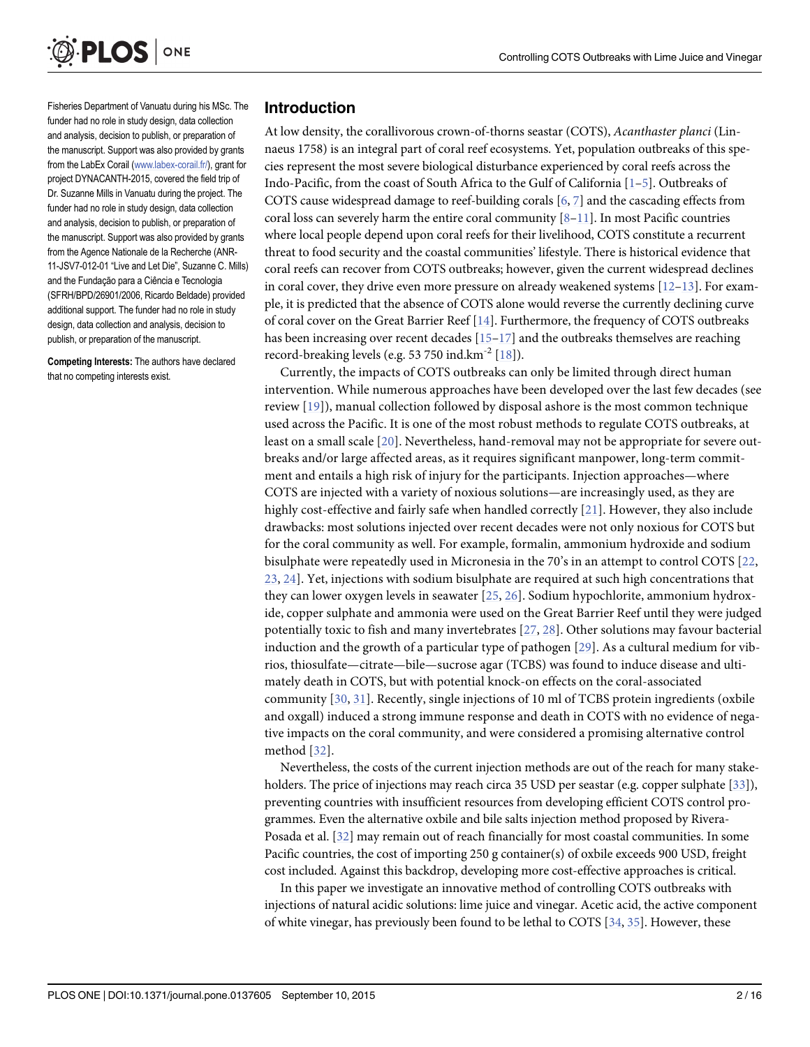Fisheries Department of Vanuatu during his MSc. The funder had no role in study design, data collection and analysis, decision to publish, or preparation of the manuscript. Support was also provided by grants from the LabEx Corail (www.labex-corail.fr/), grant for project DYNACANTH-2015, covered the field trip of Dr. Suzanne Mills in Vanuatu during the project. The funder had no role in study design, data collection and analysis, decision to publish, or preparation of the manuscript. Support was also provided by grants from the Agence Nationale de la Recherche (ANR-11-JSV7-012-01 "Live and Let Die", Suzanne C. Mills) and the Fundação para a Ciência e Tecnologia (SFRH/BPD/26901/2006, Ricardo Beldade) provided additional support. The funder had no role in study design, data collection and analysis, decision to publish, or preparation of the manuscript.

**Competing Interests:** The authors have declared that no competing interests exist.

## Introduction

At low density, the corallivorous crown-of-thorns seastar (COTS), *Acanthaster planci* (Linnaeus 1758) is an integral part of coral reef ecosystems. Yet, population outbreaks of this species represent the most severe biological disturbance experienced by coral reefs across the Indo-Pacific, from the coast of South Africa to the Gulf of California [1–5]. Outbreaks of COTS cause widespread damage to reef-building corals [6, 7] and the cascading effects from coral loss can severely harm the entire coral community [8–11]. In most Pacific countries where local people depend upon coral reefs for their livelihood, COTS constitute a recurrent threat to food security and the coastal communities' lifestyle. There is historical evidence that coral reefs can recover from COTS outbreaks; however, given the current widespread declines in coral cover, they drive even more pressure on already weakened systems [12–13]. For example, it is predicted that the absence of COTS alone would reverse the currently declining curve of coral cover on the Great Barrier Reef [14]. Furthermore, the frequency of COTS outbreaks has been increasing over recent decades [15–17] and the outbreaks themselves are reaching record-breaking levels (e.g. 53 750 ind.km$^{-2}$ [18]).

Currently, the impacts of COTS outbreaks can only be limited through direct human intervention. While numerous approaches have been developed over the last few decades (see review [19]), manual collection followed by disposal ashore is the most common technique used across the Pacific. It is one of the most robust methods to regulate COTS outbreaks, at least on a small scale [20]. Nevertheless, hand-removal may not be appropriate for severe outbreaks and/or large affected areas, as it requires significant manpower, long-term commitment and entails a high risk of injury for the participants. Injection approaches—where COTS are injected with a variety of noxious solutions—are increasingly used, as they are highly cost-effective and fairly safe when handled correctly [21]. However, they also include drawbacks: most solutions injected over recent decades were not only noxious for COTS but for the coral community as well. For example, formalin, ammonium hydroxide and sodium bisulphate were repeatedly used in Micronesia in the 70's in an attempt to control COTS [22, 23, 24]. Yet, injections with sodium bisulphate are required at such high concentrations that they can lower oxygen levels in seawater [25, 26]. Sodium hypochlorite, ammonium hydroxide, copper sulphate and ammonia were used on the Great Barrier Reef until they were judged potentially toxic to fish and many invertebrates [27, 28]. Other solutions may favour bacterial induction and the growth of a particular type of pathogen [29]. As a cultural medium for vibrios, thiosulfate—citrate—bile—sucrose agar (TCBS) was found to induce disease and ultimately death in COTS, but with potential knock-on effects on the coral-associated community [30, 31]. Recently, single injections of 10 ml of TCBS protein ingredients (oxbile and oxgall) induced a strong immune response and death in COTS with no evidence of negative impacts on the coral community, and were considered a promising alternative control method [32].

Nevertheless, the costs of the current injection methods are out of the reach for many stakeholders. The price of injections may reach circa 35 USD per seastar (e.g. copper sulphate [33]), preventing countries with insufficient resources from developing efficient COTS control programmes. Even the alternative oxbile and bile salts injection method proposed by Rivera-Posada et al. [32] may remain out of reach financially for most coastal communities. In some Pacific countries, the cost of importing 250 g container(s) of oxbile exceeds 900 USD, freight cost included. Against this backdrop, developing more cost-effective approaches is critical.

In this paper we investigate an innovative method of controlling COTS outbreaks with injections of natural acidic solutions: lime juice and vinegar. Acetic acid, the active component of white vinegar, has previously been found to be lethal to COTS [34, 35]. However, these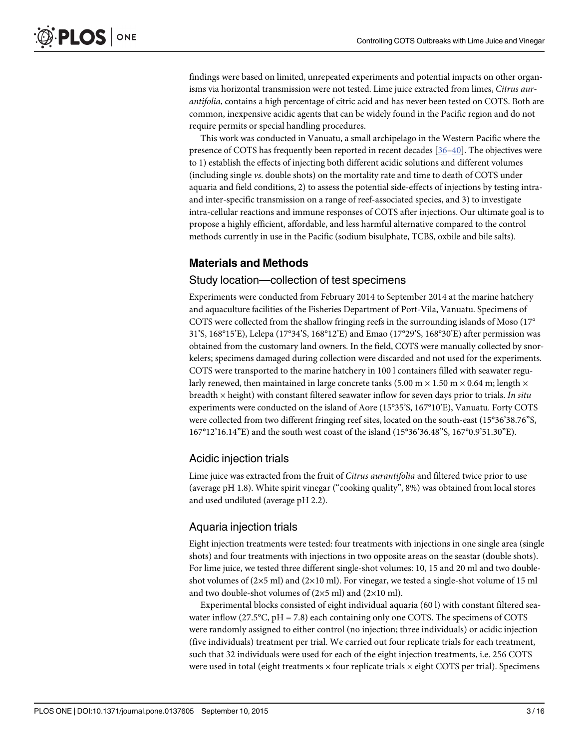findings were based on limited, unrepeated experiments and potential impacts on other organisms via horizontal transmission were not tested. Lime juice extracted from limes, *Citrus aurantifolia*, contains a high percentage of citric acid and has never been tested on COTS. Both are common, inexpensive acidic agents that can be widely found in the Pacific region and do not require permits or special handling procedures.

This work was conducted in Vanuatu, a small archipelago in the Western Pacific where the presence of COTS has frequently been reported in recent decades [36–40]. The objectives were to 1) establish the effects of injecting both different acidic solutions and different volumes (including single *vs*. double shots) on the mortality rate and time to death of COTS under aquaria and field conditions, 2) to assess the potential side-effects of injections by testing intra- and inter-specific transmission on a range of reef-associated species, and 3) to investigate intra-cellular reactions and immune responses of COTS after injections. Our ultimate goal is to propose a highly efficient, affordable, and less harmful alternative compared to the control methods currently in use in the Pacific (sodium bisulphate, TCBS, oxbile and bile salts).

## Materials and Methods

### Study location—collection of test specimens

Experiments were conducted from February 2014 to September 2014 at the marine hatchery and aquaculture facilities of the Fisheries Department of Port-Vila, Vanuatu. Specimens of COTS were collected from the shallow fringing reefs in the surrounding islands of Moso (17° 31'S, 168°15'E), Lelepa (17°34'S, 168°12'E) and Emao (17°29'S, 168°30'E) after permission was obtained from the customary land owners. In the field, COTS were manually collected by snorkelers; specimens damaged during collection were discarded and not used for the experiments. COTS were transported to the marine hatchery in 100 l containers filled with seawater regularly renewed, then maintained in large concrete tanks (5.00 m × 1.50 m × 0.64 m; length × breadth × height) with constant filtered seawater inflow for seven days prior to trials. *In situ* experiments were conducted on the island of Aore (15°35'S, 167°10'E), Vanuatu. Forty COTS were collected from two different fringing reef sites, located on the south-east (15°36'38.76"S, 167°12'16.14"E) and the south west coast of the island (15°36'36.48"S, 167°0.9'51.30"E).

### Acidic injection trials

Lime juice was extracted from the fruit of *Citrus aurantifolia* and filtered twice prior to use (average pH 1.8). White spirit vinegar ("cooking quality", 8%) was obtained from local stores and used undiluted (average pH 2.2).

### Aquaria injection trials

Eight injection treatments were tested: four treatments with injections in one single area (single shots) and four treatments with injections in two opposite areas on the seastar (double shots). For lime juice, we tested three different single-shot volumes: 10, 15 and 20 ml and two double-shot volumes of (2×5 ml) and (2×10 ml). For vinegar, we tested a single-shot volume of 15 ml and two double-shot volumes of (2×5 ml) and (2×10 ml).

Experimental blocks consisted of eight individual aquaria (60 l) with constant filtered seawater inflow (27.5°C, pH = 7.8) each containing only one COTS. The specimens of COTS were randomly assigned to either control (no injection; three individuals) or acidic injection (five individuals) treatment per trial. We carried out four replicate trials for each treatment, such that 32 individuals were used for each of the eight injection treatments, i.e. 256 COTS were used in total (eight treatments × four replicate trials × eight COTS per trial). Specimens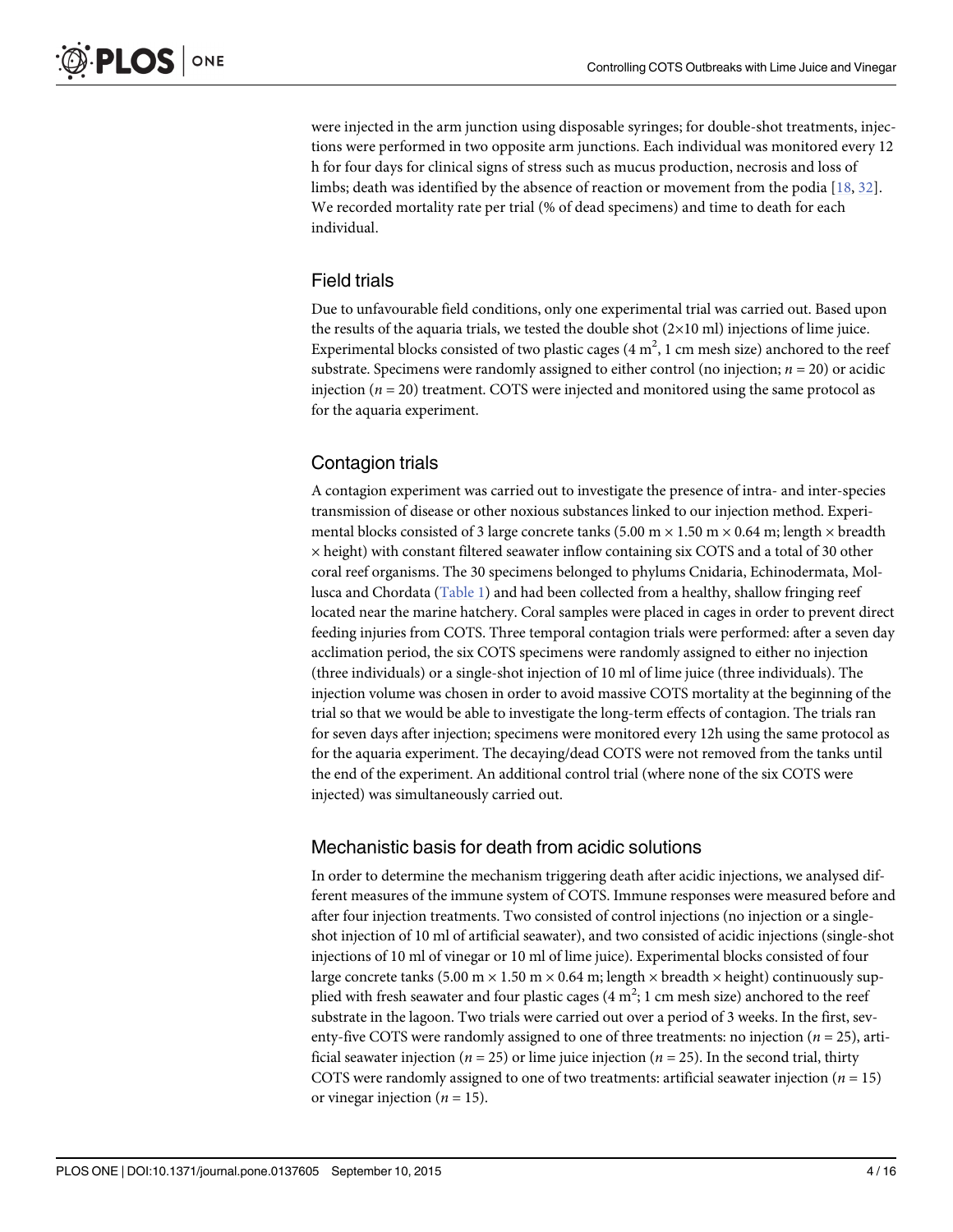were injected in the arm junction using disposable syringes; for double-shot treatments, injections were performed in two opposite arm junctions. Each individual was monitored every 12 h for four days for clinical signs of stress such as mucus production, necrosis and loss of limbs; death was identified by the absence of reaction or movement from the podia [18, 32]. We recorded mortality rate per trial (% of dead specimens) and time to death for each individual.

## Field trials

Due to unfavourable field conditions, only one experimental trial was carried out. Based upon the results of the aquaria trials, we tested the double shot (2×10 ml) injections of lime juice. Experimental blocks consisted of two plastic cages (4 $m^2$, 1 cm mesh size) anchored to the reef substrate. Specimens were randomly assigned to either control (no injection; $n = 20$) or acidic injection ($n = 20$) treatment. COTS were injected and monitored using the same protocol as for the aquaria experiment.

## Contagion trials

A contagion experiment was carried out to investigate the presence of intra- and inter-species transmission of disease or other noxious substances linked to our injection method. Experimental blocks consisted of 3 large concrete tanks (5.00 m × 1.50 m × 0.64 m; length × breadth × height) with constant filtered seawater inflow containing six COTS and a total of 30 other coral reef organisms. The 30 specimens belonged to phylums Cnidaria, Echinodermata, Mollusca and Chordata (Table 1) and had been collected from a healthy, shallow fringing reef located near the marine hatchery. Coral samples were placed in cages in order to prevent direct feeding injuries from COTS. Three temporal contagion trials were performed: after a seven day acclimation period, the six COTS specimens were randomly assigned to either no injection (three individuals) or a single-shot injection of 10 ml of lime juice (three individuals). The injection volume was chosen in order to avoid massive COTS mortality at the beginning of the trial so that we would be able to investigate the long-term effects of contagion. The trials ran for seven days after injection; specimens were monitored every 12h using the same protocol as for the aquaria experiment. The decaying/dead COTS were not removed from the tanks until the end of the experiment. An additional control trial (where none of the six COTS were injected) was simultaneously carried out.

## Mechanistic basis for death from acidic solutions

In order to determine the mechanism triggering death after acidic injections, we analysed different measures of the immune system of COTS. Immune responses were measured before and after four injection treatments. Two consisted of control injections (no injection or a single-shot injection of 10 ml of artificial seawater), and two consisted of acidic injections (single-shot injections of 10 ml of vinegar or 10 ml of lime juice). Experimental blocks consisted of four large concrete tanks (5.00 m × 1.50 m × 0.64 m; length × breadth × height) continuously supplied with fresh seawater and four plastic cages (4 $m^2$; 1 cm mesh size) anchored to the reef substrate in the lagoon. Two trials were carried out over a period of 3 weeks. In the first, seventy-five COTS were randomly assigned to one of three treatments: no injection ($n = 25$), artificial seawater injection ($n = 25$) or lime juice injection ($n = 25$). In the second trial, thirty COTS were randomly assigned to one of two treatments: artificial seawater injection ($n = 15$) or vinegar injection ($n = 15$).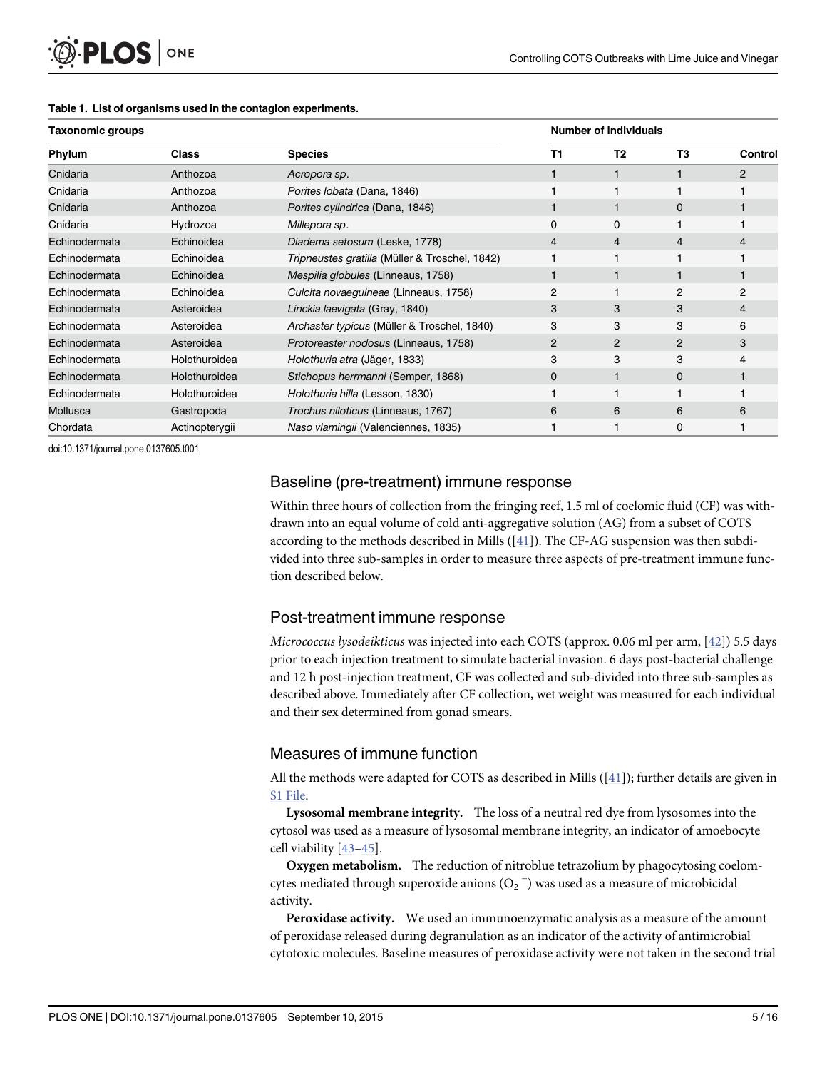**Table 1. List of organisms used in the contagion experiments.**

| Taxonomic groups | | | Number of individuals | | | |
|---|---|---|---|---|---|---|
| Phylum | Class | Species | T1 | T2 | T3 | Control |
| Cnidaria | Anthozoa | *Acropora sp*. | 1 | 1 | 1 | 2 |
| Cnidaria | Anthozoa | *Porites lobata* (Dana, 1846) | 1 | 1 | 1 | 1 |
| Cnidaria | Anthozoa | *Porites cylindrica* (Dana, 1846) | 1 | 1 | 0 | 1 |
| Cnidaria | Hydrozoa | *Millepora sp*. | 0 | 0 | 1 | 1 |
| Echinodermata | Echinoidea | *Diadema setosum* (Leske, 1778) | 4 | 4 | 4 | 4 |
| Echinodermata | Echinoidea | *Tripneustes gratilla* (Müller & Troschel, 1842) | 1 | 1 | 1 | 1 |
| Echinodermata | Echinoidea | *Mespilia globules* (Linneaus, 1758) | 1 | 1 | 1 | 1 |
| Echinodermata | Echinoidea | *Culcita novaeguineae* (Linneaus, 1758) | 2 | 1 | 2 | 2 |
| Echinodermata | Asteroidea | *Linckia laevigata* (Gray, 1840) | 3 | 3 | 3 | 4 |
| Echinodermata | Asteroidea | *Archaster typicus* (Müller & Troschel, 1840) | 3 | 3 | 3 | 6 |
| Echinodermata | Asteroidea | *Protoreaster nodosus* (Linneaus, 1758) | 2 | 2 | 2 | 3 |
| Echinodermata | Holothuroidea | *Holothuria atra* (Jäger, 1833) | 3 | 3 | 3 | 4 |
| Echinodermata | Holothuroidea | *Stichopus herrmanni* (Semper, 1868) | 0 | 1 | 0 | 1 |
| Echinodermata | Holothuroidea | *Holothuria hilla* (Lesson, 1830) | 1 | 1 | 1 | 1 |
| Mollusca | Gastropoda | *Trochus niloticus* (Linneaus, 1767) | 6 | 6 | 6 | 6 |
| Chordata | Actinopterygii | *Naso vlamingii* (Valenciennes, 1835) | 1 | 1 | 0 | 1 |

doi:10.1371/journal.pone.0137605.t001

## Baseline (pre-treatment) immune response

Within three hours of collection from the fringing reef, 1.5 ml of coelomic fluid (CF) was withdrawn into an equal volume of cold anti-aggregative solution (AG) from a subset of COTS according to the methods described in Mills ([41]). The CF-AG suspension was then subdivided into three sub-samples in order to measure three aspects of pre-treatment immune function described below.

## Post-treatment immune response

*Micrococcus lysodeikticus* was injected into each COTS (approx. 0.06 ml per arm, [42]) 5.5 days prior to each injection treatment to simulate bacterial invasion. 6 days post-bacterial challenge and 12 h post-injection treatment, CF was collected and sub-divided into three sub-samples as described above. Immediately after CF collection, wet weight was measured for each individual and their sex determined from gonad smears.

## Measures of immune function

All the methods were adapted for COTS as described in Mills ([41]); further details are given in S1 File.

**Lysosomal membrane integrity.** The loss of a neutral red dye from lysosomes into the cytosol was used as a measure of lysosomal membrane integrity, an indicator of amoebocyte cell viability [43–45].

**Oxygen metabolism.** The reduction of nitroblue tetrazolium by phagocytosing coelomcytes mediated through superoxide anions ($O_2^-$) was used as a measure of microbicidal activity.

**Peroxidase activity.** We used an immunoenzymatic analysis as a measure of the amount of peroxidase released during degranulation as an indicator of the activity of antimicrobial cytotoxic molecules. Baseline measures of peroxidase activity were not taken in the second trial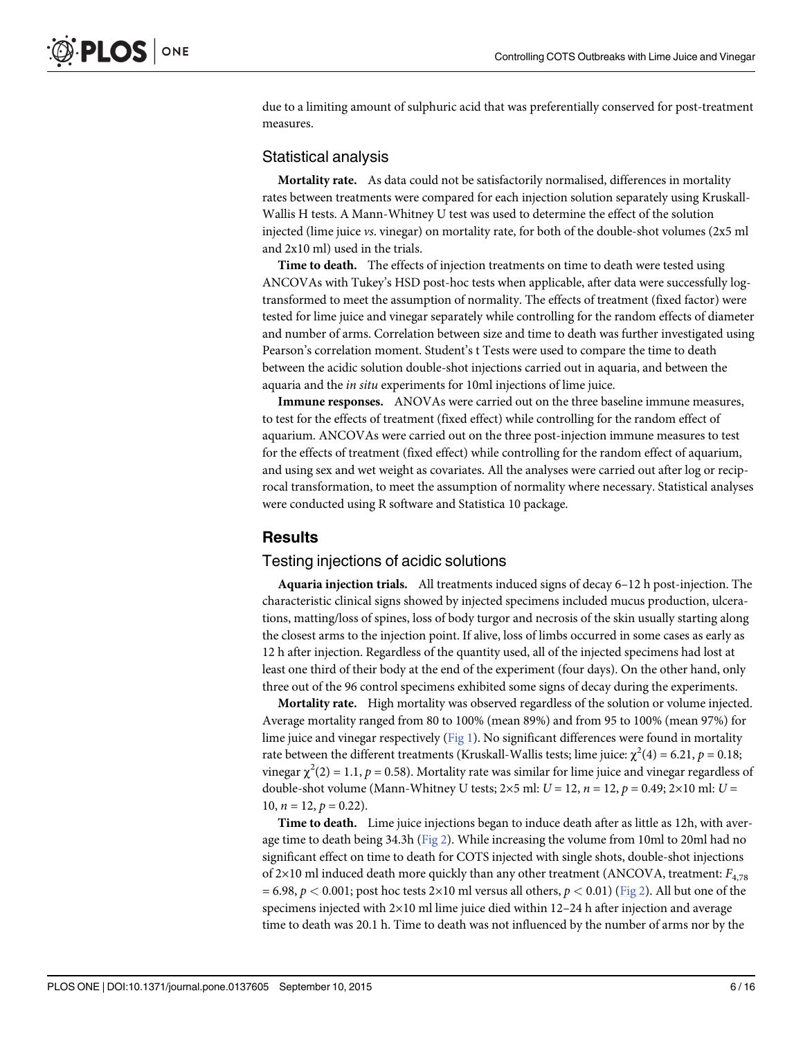due to a limiting amount of sulphuric acid that was preferentially conserved for post-treatment measures.

## Statistical analysis

**Mortality rate.** As data could not be satisfactorily normalised, differences in mortality rates between treatments were compared for each injection solution separately using Kruskall-Wallis H tests. A Mann-Whitney U test was used to determine the effect of the solution injected (lime juice *vs*. vinegar) on mortality rate, for both of the double-shot volumes (2x5 ml and 2x10 ml) used in the trials.

**Time to death.** The effects of injection treatments on time to death were tested using ANCOVAs with Tukey's HSD post-hoc tests when applicable, after data were successfully log-transformed to meet the assumption of normality. The effects of treatment (fixed factor) were tested for lime juice and vinegar separately while controlling for the random effects of diameter and number of arms. Correlation between size and time to death was further investigated using Pearson's correlation moment. Student's t Tests were used to compare the time to death between the acidic solution double-shot injections carried out in aquaria, and between the aquaria and the *in situ* experiments for 10ml injections of lime juice.

**Immune responses.** ANOVAs were carried out on the three baseline immune measures, to test for the effects of treatment (fixed effect) while controlling for the random effect of aquarium. ANCOVAs were carried out on the three post-injection immune measures to test for the effects of treatment (fixed effect) while controlling for the random effect of aquarium, and using sex and wet weight as covariates. All the analyses were carried out after log or reciprocal transformation, to meet the assumption of normality where necessary. Statistical analyses were conducted using R software and Statistica 10 package.

# Results

## Testing injections of acidic solutions

**Aquaria injection trials.** All treatments induced signs of decay 6–12 h post-injection. The characteristic clinical signs showed by injected specimens included mucus production, ulcerations, matting/loss of spines, loss of body turgor and necrosis of the skin usually starting along the closest arms to the injection point. If alive, loss of limbs occurred in some cases as early as 12 h after injection. Regardless of the quantity used, all of the injected specimens had lost at least one third of their body at the end of the experiment (four days). On the other hand, only three out of the 96 control specimens exhibited some signs of decay during the experiments.

**Mortality rate.** High mortality was observed regardless of the solution or volume injected. Average mortality ranged from 80 to 100% (mean 89%) and from 95 to 100% (mean 97%) for lime juice and vinegar respectively (Fig 1). No significant differences were found in mortality rate between the different treatments (Kruskall-Wallis tests; lime juice: $\chi^2(4) = 6.21$, $p = 0.18$; vinegar $\chi^2(2) = 1.1$, $p = 0.58$). Mortality rate was similar for lime juice and vinegar regardless of double-shot volume (Mann-Whitney U tests; 2×5 ml: $U = 12$, $n = 12$, $p = 0.49$; 2×10 ml: $U = 10$, $n = 12$, $p = 0.22$).

**Time to death.** Lime juice injections began to induce death after as little as 12h, with average time to death being 34.3h (Fig 2). While increasing the volume from 10ml to 20ml had no significant effect on time to death for COTS injected with single shots, double-shot injections of 2×10 ml induced death more quickly than any other treatment (ANCOVA, treatment: $F_{4,78} = 6.98$, $p < 0.001$; post hoc tests 2×10 ml versus all others, $p < 0.01$) (Fig 2). All but one of the specimens injected with 2×10 ml lime juice died within 12–24 h after injection and average time to death was 20.1 h. Time to death was not influenced by the number of arms nor by the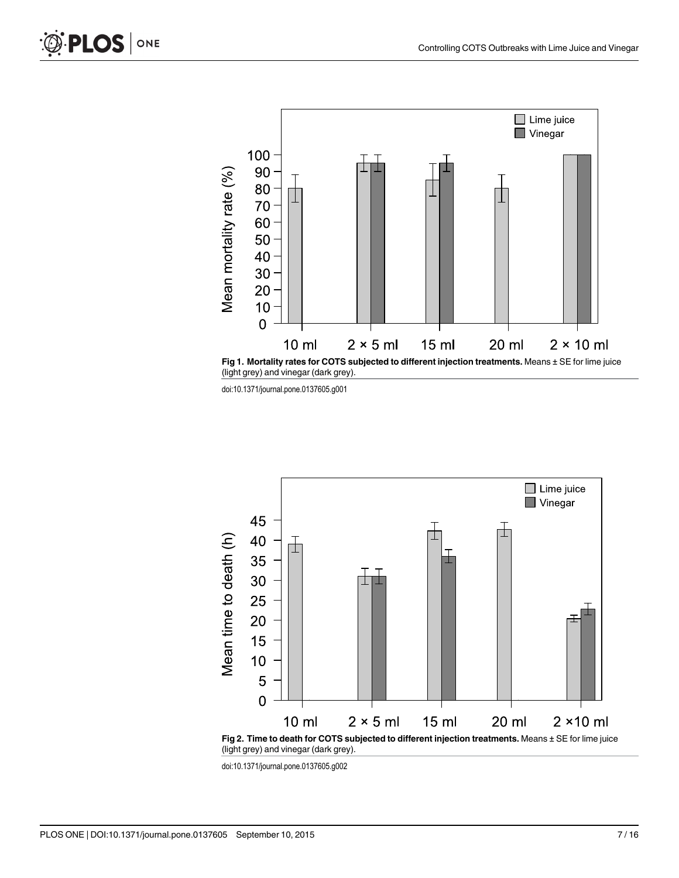**Fig 1. Mortality rates for COTS subjected to different injection treatments.** Means ± SE for lime juice (light grey) and vinegar (dark grey).

doi:10.1371/journal.pone.0137605.g001

**Fig 2. Time to death for COTS subjected to different injection treatments.** Means ± SE for lime juice (light grey) and vinegar (dark grey).

doi:10.1371/journal.pone.0137605.g002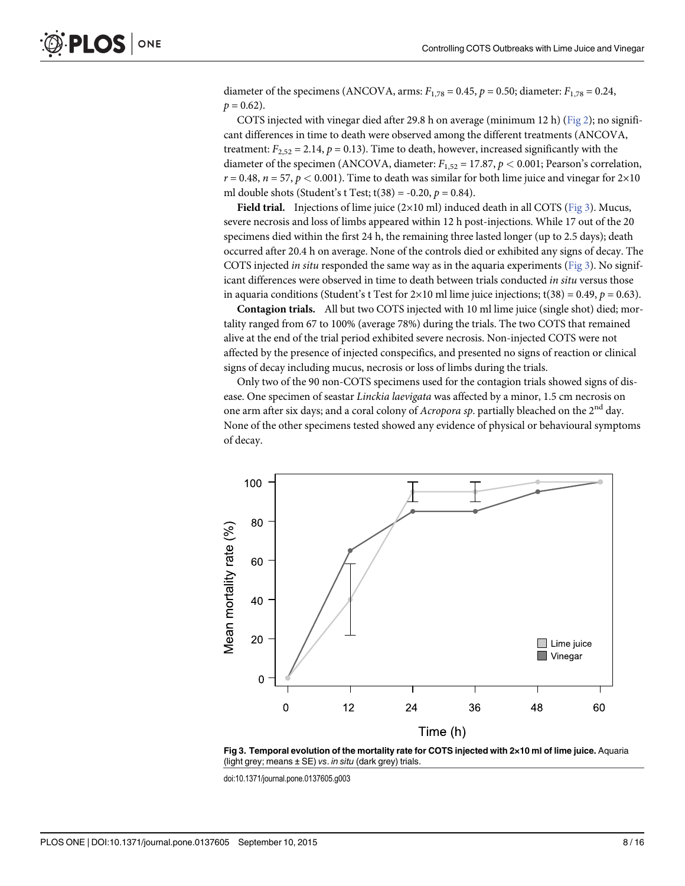diameter of the specimens (ANCOVA, arms: $F_{1,78} = 0.45$, $p = 0.50$; diameter: $F_{1,78} = 0.24$, $p = 0.62$).

COTS injected with vinegar died after 29.8 h on average (minimum 12 h) (Fig 2); no significant differences in time to death were observed among the different treatments (ANCOVA, treatment: $F_{2,52} = 2.14$, $p = 0.13$). Time to death, however, increased significantly with the diameter of the specimen (ANCOVA, diameter: $F_{1,52} = 17.87$, $p < 0.001$; Pearson's correlation, $r = 0.48$, $n = 57$, $p < 0.001$). Time to death was similar for both lime juice and vinegar for 2×10 ml double shots (Student's t Test; $t(38) = -0.20$, $p = 0.84$).

**Field trial.** Injections of lime juice (2×10 ml) induced death in all COTS (Fig 3). Mucus, severe necrosis and loss of limbs appeared within 12 h post-injections. While 17 out of the 20 specimens died within the first 24 h, the remaining three lasted longer (up to 2.5 days); death occurred after 20.4 h on average. None of the controls died or exhibited any signs of decay. The COTS injected *in situ* responded the same way as in the aquaria experiments (Fig 3). No significant differences were observed in time to death between trials conducted *in situ* versus those in aquaria conditions (Student's t Test for 2×10 ml lime juice injections; $t(38) = 0.49$, $p = 0.63$).

**Contagion trials.** All but two COTS injected with 10 ml lime juice (single shot) died; mortality ranged from 67 to 100% (average 78%) during the trials. The two COTS that remained alive at the end of the trial period exhibited severe necrosis. Non-injected COTS were not affected by the presence of injected conspecifics, and presented no signs of reaction or clinical signs of decay including mucus, necrosis or loss of limbs during the trials.

Only two of the 90 non-COTS specimens used for the contagion trials showed signs of disease. One specimen of seastar *Linckia laevigata* was affected by a minor, 1.5 cm necrosis on one arm after six days; and a coral colony of *Acropora sp*. partially bleached on the 2nd day. None of the other specimens tested showed any evidence of physical or behavioural symptoms of decay.

**Fig 3. Temporal evolution of the mortality rate for COTS injected with 2×10 ml of lime juice.** Aquaria (light grey; means ± SE) *vs*. *in situ* (dark grey) trials.

doi:10.1371/journal.pone.0137605.g003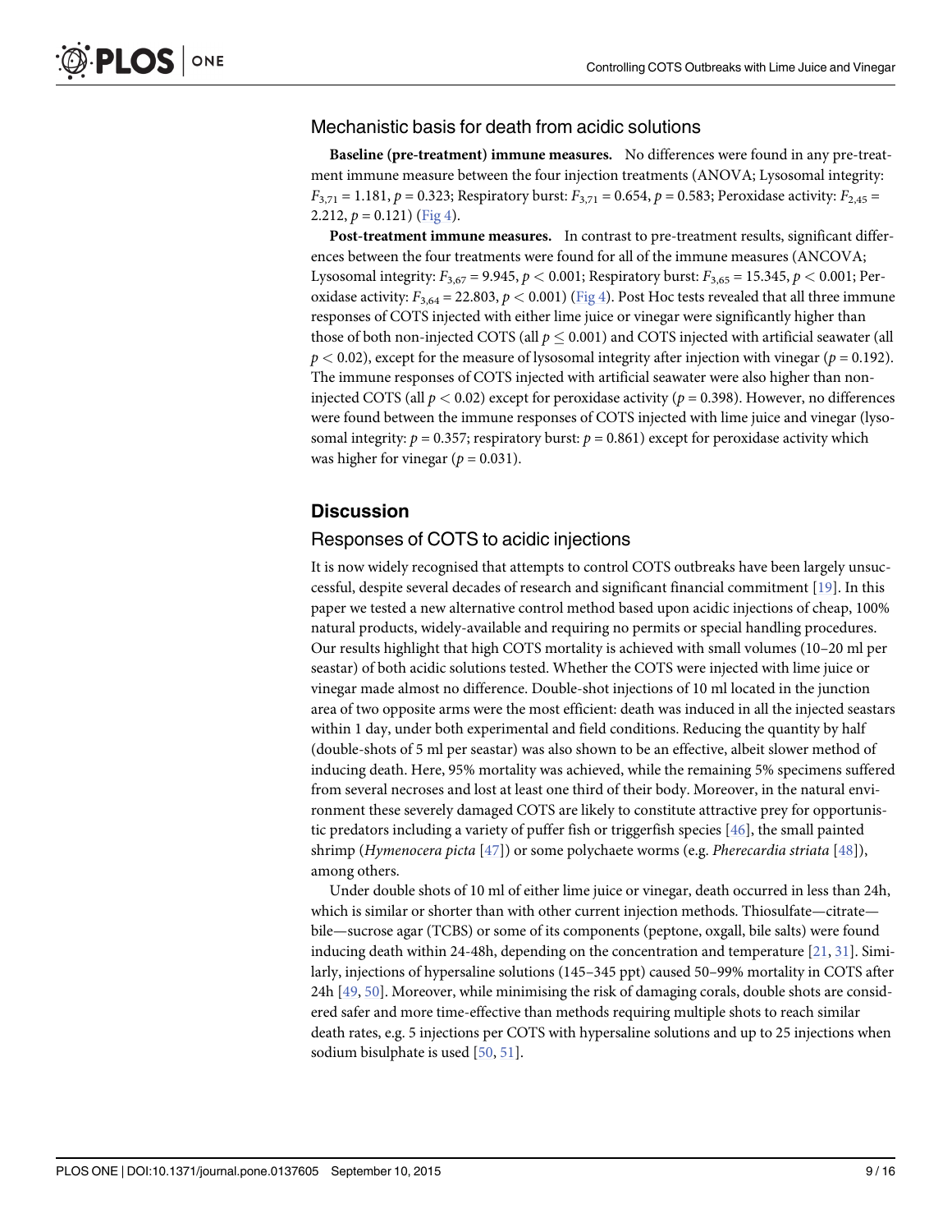### Mechanistic basis for death from acidic solutions

**Baseline (pre-treatment) immune measures.** No differences were found in any pre-treatment immune measure between the four injection treatments (ANOVA; Lysosomal integrity: $F_{3,71} = 1.181$, $p = 0.323$; Respiratory burst: $F_{3,71} = 0.654$, $p = 0.583$; Peroxidase activity: $F_{2,45} = 2.212$, $p = 0.121$) (Fig 4).

**Post-treatment immune measures.** In contrast to pre-treatment results, significant differences between the four treatments were found for all of the immune measures (ANCOVA; Lysosomal integrity: $F_{3,67} = 9.945$, $p < 0.001$; Respiratory burst: $F_{3,65} = 15.345$, $p < 0.001$; Peroxidase activity: $F_{3,64} = 22.803$, $p < 0.001$) (Fig 4). Post Hoc tests revealed that all three immune responses of COTS injected with either lime juice or vinegar were significantly higher than those of both non-injected COTS (all $p \leq 0.001$) and COTS injected with artificial seawater (all $p < 0.02$), except for the measure of lysosomal integrity after injection with vinegar ($p = 0.192$). The immune responses of COTS injected with artificial seawater were also higher than non-injected COTS (all $p < 0.02$) except for peroxidase activity ($p = 0.398$). However, no differences were found between the immune responses of COTS injected with lime juice and vinegar (lysosomal integrity: $p = 0.357$; respiratory burst: $p = 0.861$) except for peroxidase activity which was higher for vinegar ($p = 0.031$).

## Discussion

### Responses of COTS to acidic injections

It is now widely recognised that attempts to control COTS outbreaks have been largely unsuccessful, despite several decades of research and significant financial commitment [19]. In this paper we tested a new alternative control method based upon acidic injections of cheap, 100% natural products, widely-available and requiring no permits or special handling procedures. Our results highlight that high COTS mortality is achieved with small volumes (10–20 ml per seastar) of both acidic solutions tested. Whether the COTS were injected with lime juice or vinegar made almost no difference. Double-shot injections of 10 ml located in the junction area of two opposite arms were the most efficient: death was induced in all the injected seastars within 1 day, under both experimental and field conditions. Reducing the quantity by half (double-shots of 5 ml per seastar) was also shown to be an effective, albeit slower method of inducing death. Here, 95% mortality was achieved, while the remaining 5% specimens suffered from several necroses and lost at least one third of their body. Moreover, in the natural environment these severely damaged COTS are likely to constitute attractive prey for opportunistic predators including a variety of puffer fish or triggerfish species [46], the small painted shrimp (*Hymenocera picta* [47]) or some polychaete worms (e.g. *Pherecardia striata* [48]), among others.

Under double shots of 10 ml of either lime juice or vinegar, death occurred in less than 24h, which is similar or shorter than with other current injection methods. Thiosulfate—citrate—bile—sucrose agar (TCBS) or some of its components (peptone, oxgall, bile salts) were found inducing death within 24-48h, depending on the concentration and temperature [21, 31]. Similarly, injections of hypersaline solutions (145–345 ppt) caused 50–99% mortality in COTS after 24h [49, 50]. Moreover, while minimising the risk of damaging corals, double shots are considered safer and more time-effective than methods requiring multiple shots to reach similar death rates, e.g. 5 injections per COTS with hypersaline solutions and up to 25 injections when sodium bisulphate is used [50, 51].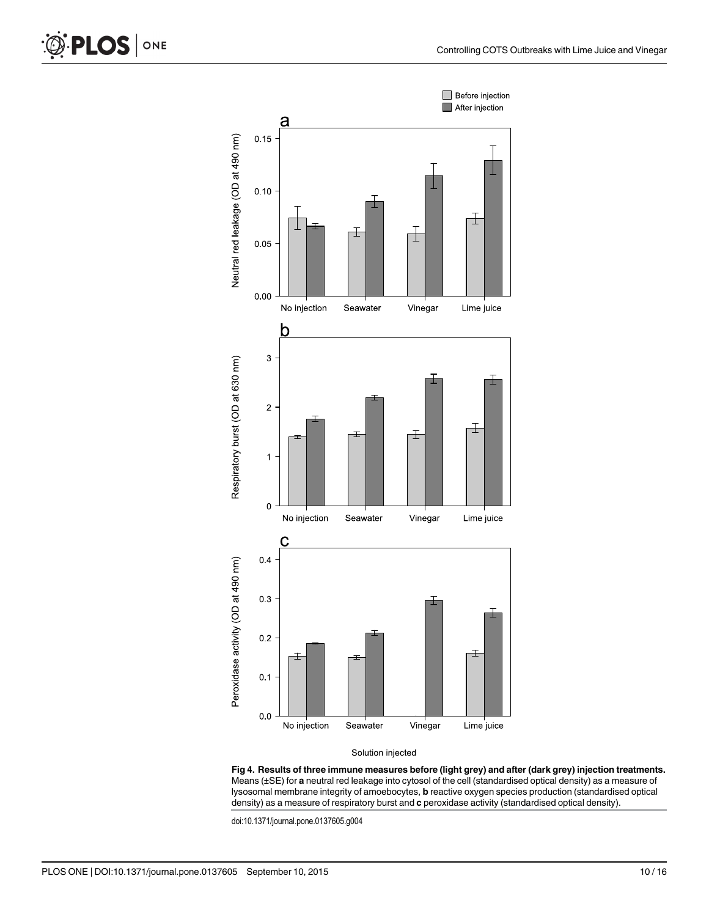**Fig 4. Results of three immune measures before (light grey) and after (dark grey) injection treatments.** Means (±SE) for **a** neutral red leakage into cytosol of the cell (standardised optical density) as a measure of lysosomal membrane integrity of amoebocytes, **b** reactive oxygen species production (standardised optical density) as a measure of respiratory burst and **c** peroxidase activity (standardised optical density).

doi:10.1371/journal.pone.0137605.g004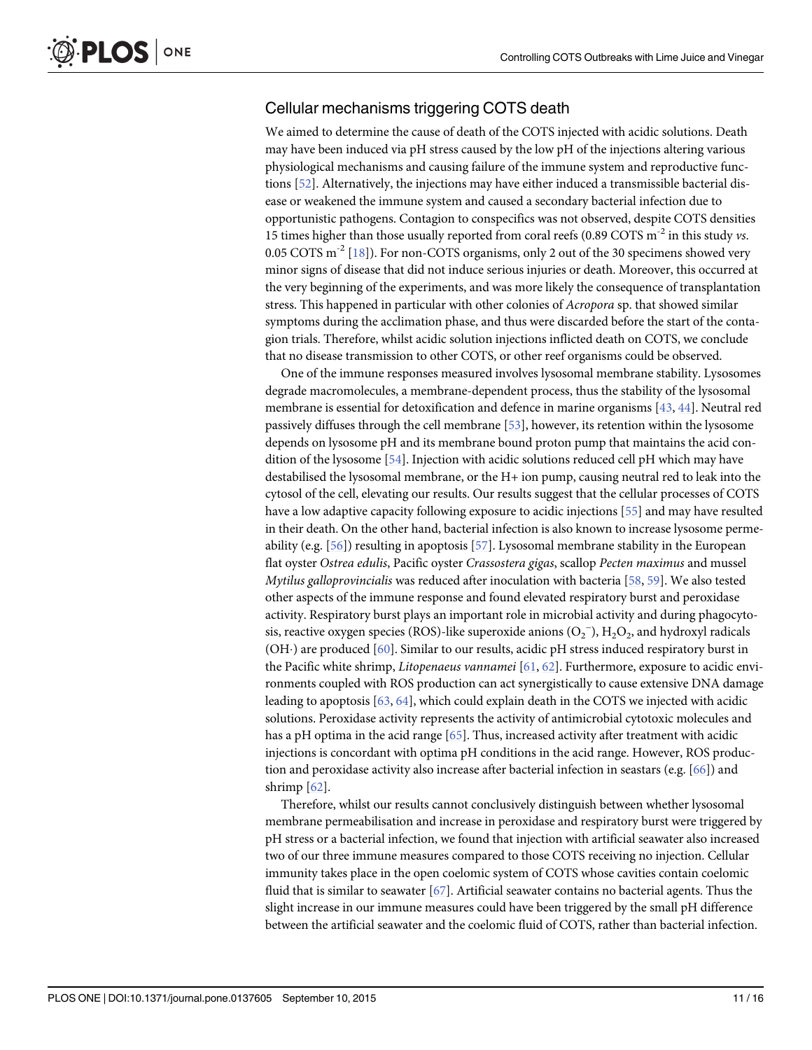## Cellular mechanisms triggering COTS death

We aimed to determine the cause of death of the COTS injected with acidic solutions. Death may have been induced via pH stress caused by the low pH of the injections altering various physiological mechanisms and causing failure of the immune system and reproductive functions [52]. Alternatively, the injections may have either induced a transmissible bacterial disease or weakened the immune system and caused a secondary bacterial infection due to opportunistic pathogens. Contagion to conspecifics was not observed, despite COTS densities 15 times higher than those usually reported from coral reefs (0.89 COTS $m^{-2}$ in this study *vs*. 0.05 COTS $m^{-2}$ [18]). For non-COTS organisms, only 2 out of the 30 specimens showed very minor signs of disease that did not induce serious injuries or death. Moreover, this occurred at the very beginning of the experiments, and was more likely the consequence of transplantation stress. This happened in particular with other colonies of *Acropora* sp. that showed similar symptoms during the acclimation phase, and thus were discarded before the start of the contagion trials. Therefore, whilst acidic solution injections inflicted death on COTS, we conclude that no disease transmission to other COTS, or other reef organisms could be observed.

One of the immune responses measured involves lysosomal membrane stability. Lysosomes degrade macromolecules, a membrane-dependent process, thus the stability of the lysosomal membrane is essential for detoxification and defence in marine organisms [43, 44]. Neutral red passively diffuses through the cell membrane [53], however, its retention within the lysosome depends on lysosome pH and its membrane bound proton pump that maintains the acid condition of the lysosome [54]. Injection with acidic solutions reduced cell pH which may have destabilised the lysosomal membrane, or the H+ ion pump, causing neutral red to leak into the cytosol of the cell, elevating our results. Our results suggest that the cellular processes of COTS have a low adaptive capacity following exposure to acidic injections [55] and may have resulted in their death. On the other hand, bacterial infection is also known to increase lysosome permeability (e.g. [56]) resulting in apoptosis [57]. Lysosomal membrane stability in the European flat oyster *Ostrea edulis*, Pacific oyster *Crassostera gigas*, scallop *Pecten maximus* and mussel *Mytilus galloprovincialis* was reduced after inoculation with bacteria [58, 59]. We also tested other aspects of the immune response and found elevated respiratory burst and peroxidase activity. Respiratory burst plays an important role in microbial activity and during phagocytosis, reactive oxygen species (ROS)-like superoxide anions ($O_2^-$), $H_2O_2$, and hydroxyl radicals ($OH\cdot$) are produced [60]. Similar to our results, acidic pH stress induced respiratory burst in the Pacific white shrimp, *Litopenaeus vannamei* [61, 62]. Furthermore, exposure to acidic environments coupled with ROS production can act synergistically to cause extensive DNA damage leading to apoptosis [63, 64], which could explain death in the COTS we injected with acidic solutions. Peroxidase activity represents the activity of antimicrobial cytotoxic molecules and has a pH optima in the acid range [65]. Thus, increased activity after treatment with acidic injections is concordant with optima pH conditions in the acid range. However, ROS production and peroxidase activity also increase after bacterial infection in seastars (e.g. [66]) and shrimp [62].

Therefore, whilst our results cannot conclusively distinguish between whether lysosomal membrane permeabilisation and increase in peroxidase and respiratory burst were triggered by pH stress or a bacterial infection, we found that injection with artificial seawater also increased two of our three immune measures compared to those COTS receiving no injection. Cellular immunity takes place in the open coelomic system of COTS whose cavities contain coelomic fluid that is similar to seawater [67]. Artificial seawater contains no bacterial agents. Thus the slight increase in our immune measures could have been triggered by the small pH difference between the artificial seawater and the coelomic fluid of COTS, rather than bacterial infection.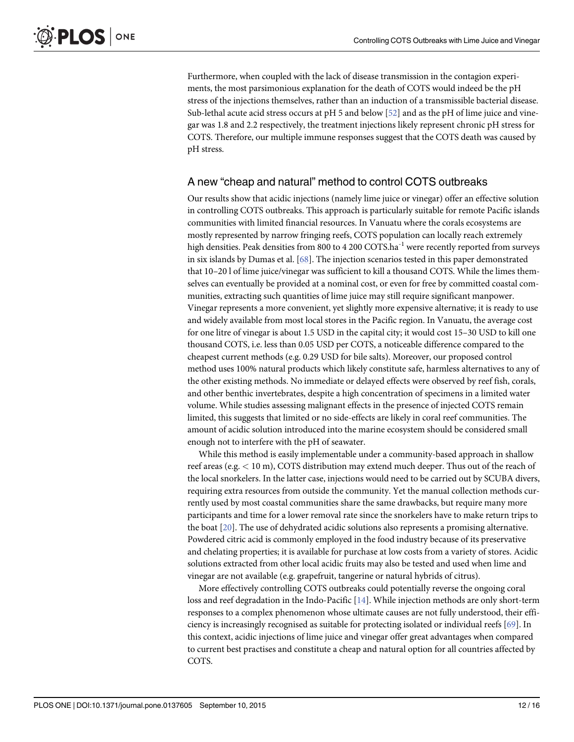Furthermore, when coupled with the lack of disease transmission in the contagion experiments, the most parsimonious explanation for the death of COTS would indeed be the pH stress of the injections themselves, rather than an induction of a transmissible bacterial disease. Sub-lethal acute acid stress occurs at pH 5 and below [52] and as the pH of lime juice and vinegar was 1.8 and 2.2 respectively, the treatment injections likely represent chronic pH stress for COTS. Therefore, our multiple immune responses suggest that the COTS death was caused by pH stress.

## A new "cheap and natural" method to control COTS outbreaks

Our results show that acidic injections (namely lime juice or vinegar) offer an effective solution in controlling COTS outbreaks. This approach is particularly suitable for remote Pacific islands communities with limited financial resources. In Vanuatu where the corals ecosystems are mostly represented by narrow fringing reefs, COTS population can locally reach extremely high densities. Peak densities from 800 to 4 200 COTS.ha$^{-1}$ were recently reported from surveys in six islands by Dumas et al. [68]. The injection scenarios tested in this paper demonstrated that 10–20 l of lime juice/vinegar was sufficient to kill a thousand COTS. While the limes themselves can eventually be provided at a nominal cost, or even for free by committed coastal communities, extracting such quantities of lime juice may still require significant manpower. Vinegar represents a more convenient, yet slightly more expensive alternative; it is ready to use and widely available from most local stores in the Pacific region. In Vanuatu, the average cost for one litre of vinegar is about 1.5 USD in the capital city; it would cost 15–30 USD to kill one thousand COTS, i.e. less than 0.05 USD per COTS, a noticeable difference compared to the cheapest current methods (e.g. 0.29 USD for bile salts). Moreover, our proposed control method uses 100% natural products which likely constitute safe, harmless alternatives to any of the other existing methods. No immediate or delayed effects were observed by reef fish, corals, and other benthic invertebrates, despite a high concentration of specimens in a limited water volume. While studies assessing malignant effects in the presence of injected COTS remain limited, this suggests that limited or no side-effects are likely in coral reef communities. The amount of acidic solution introduced into the marine ecosystem should be considered small enough not to interfere with the pH of seawater.

While this method is easily implementable under a community-based approach in shallow reef areas (e.g. < 10 m), COTS distribution may extend much deeper. Thus out of the reach of the local snorkelers. In the latter case, injections would need to be carried out by SCUBA divers, requiring extra resources from outside the community. Yet the manual collection methods currently used by most coastal communities share the same drawbacks, but require many more participants and time for a lower removal rate since the snorkelers have to make return trips to the boat [20]. The use of dehydrated acidic solutions also represents a promising alternative. Powdered citric acid is commonly employed in the food industry because of its preservative and chelating properties; it is available for purchase at low costs from a variety of stores. Acidic solutions extracted from other local acidic fruits may also be tested and used when lime and vinegar are not available (e.g. grapefruit, tangerine or natural hybrids of citrus).

More effectively controlling COTS outbreaks could potentially reverse the ongoing coral loss and reef degradation in the Indo-Pacific [14]. While injection methods are only short-term responses to a complex phenomenon whose ultimate causes are not fully understood, their efficiency is increasingly recognised as suitable for protecting isolated or individual reefs [69]. In this context, acidic injections of lime juice and vinegar offer great advantages when compared to current best practises and constitute a cheap and natural option for all countries affected by COTS.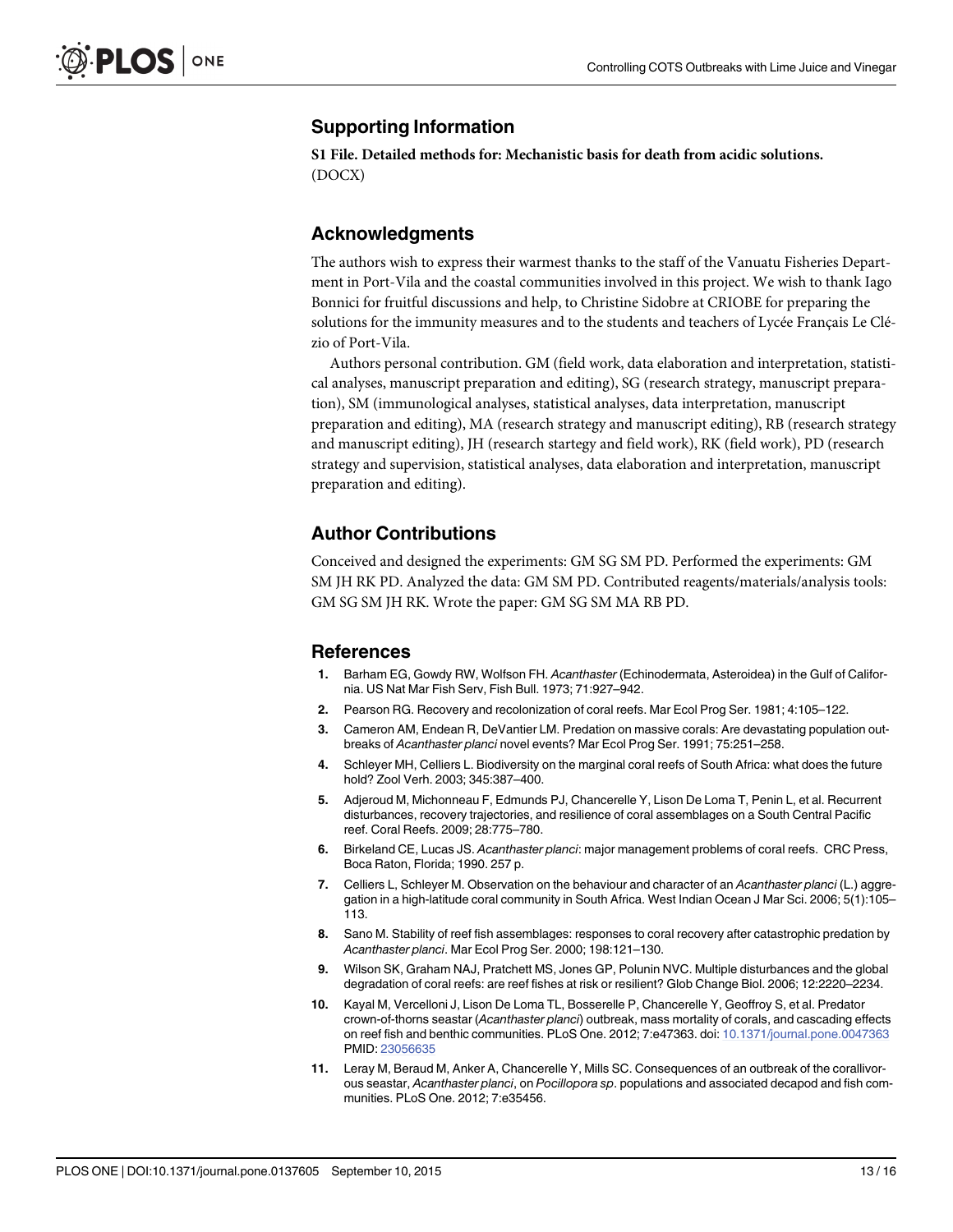## Supporting Information

**S1 File. Detailed methods for: Mechanistic basis for death from acidic solutions.**
(DOCX)

## Acknowledgments

The authors wish to express their warmest thanks to the staff of the Vanuatu Fisheries Department in Port-Vila and the coastal communities involved in this project. We wish to thank Iago Bonnici for fruitful discussions and help, to Christine Sidobre at CRIOBE for preparing the solutions for the immunity measures and to the students and teachers of Lycée Français Le Clézio of Port-Vila.

Authors personal contribution. GM (field work, data elaboration and interpretation, statistical analyses, manuscript preparation and editing), SG (research strategy, manuscript preparation), SM (immunological analyses, statistical analyses, data interpretation, manuscript preparation and editing), MA (research strategy and manuscript editing), RB (research strategy and manuscript editing), JH (research startegy and field work), RK (field work), PD (research strategy and supervision, statistical analyses, data elaboration and interpretation, manuscript preparation and editing).

## Author Contributions

Conceived and designed the experiments: GM SG SM PD. Performed the experiments: GM SM JH RK PD. Analyzed the data: GM SM PD. Contributed reagents/materials/analysis tools: GM SG SM JH RK. Wrote the paper: GM SG SM MA RB PD.

## References

1. Barham EG, Gowdy RW, Wolfson FH. *Acanthaster* (Echinodermata, Asteroidea) in the Gulf of California. US Nat Mar Fish Serv, Fish Bull. 1973; 71:927–942.
2. Pearson RG. Recovery and recolonization of coral reefs. Mar Ecol Prog Ser. 1981; 4:105–122.
3. Cameron AM, Endean R, DeVantier LM. Predation on massive corals: Are devastating population outbreaks of *Acanthaster planci* novel events? Mar Ecol Prog Ser. 1991; 75:251–258.
4. Schleyer MH, Celliers L. Biodiversity on the marginal coral reefs of South Africa: what does the future hold? Zool Verh. 2003; 345:387–400.
5. Adjeroud M, Michonneau F, Edmunds PJ, Chancerelle Y, Lison De Loma T, Penin L, et al. Recurrent disturbances, recovery trajectories, and resilience of coral assemblages on a South Central Pacific reef. Coral Reefs. 2009; 28:775–780.
6. Birkeland CE, Lucas JS. *Acanthaster planci*: major management problems of coral reefs. CRC Press, Boca Raton, Florida; 1990. 257 p.
7. Celliers L, Schleyer M. Observation on the behaviour and character of an *Acanthaster planci* (L.) aggregation in a high-latitude coral community in South Africa. West Indian Ocean J Mar Sci. 2006; 5(1):105–113.
8. Sano M. Stability of reef fish assemblages: responses to coral recovery after catastrophic predation by *Acanthaster planci*. Mar Ecol Prog Ser. 2000; 198:121–130.
9. Wilson SK, Graham NAJ, Pratchett MS, Jones GP, Polunin NVC. Multiple disturbances and the global degradation of coral reefs: are reef fishes at risk or resilient? Glob Change Biol. 2006; 12:2220–2234.
10. Kayal M, Vercelloni J, Lison De Loma TL, Bosserelle P, Chancerelle Y, Geoffroy S, et al. Predator crown-of-thorns seastar (*Acanthaster planci*) outbreak, mass mortality of corals, and cascading effects on reef fish and benthic communities. PLoS One. 2012; 7:e47363. doi: 10.1371/journal.pone.0047363 PMID: 23056635
11. Leray M, Beraud M, Anker A, Chancerelle Y, Mills SC. Consequences of an outbreak of the corallivorous seastar, *Acanthaster planci*, on *Pocillopora sp*. populations and associated decapod and fish communities. PLoS One. 2012; 7:e35456.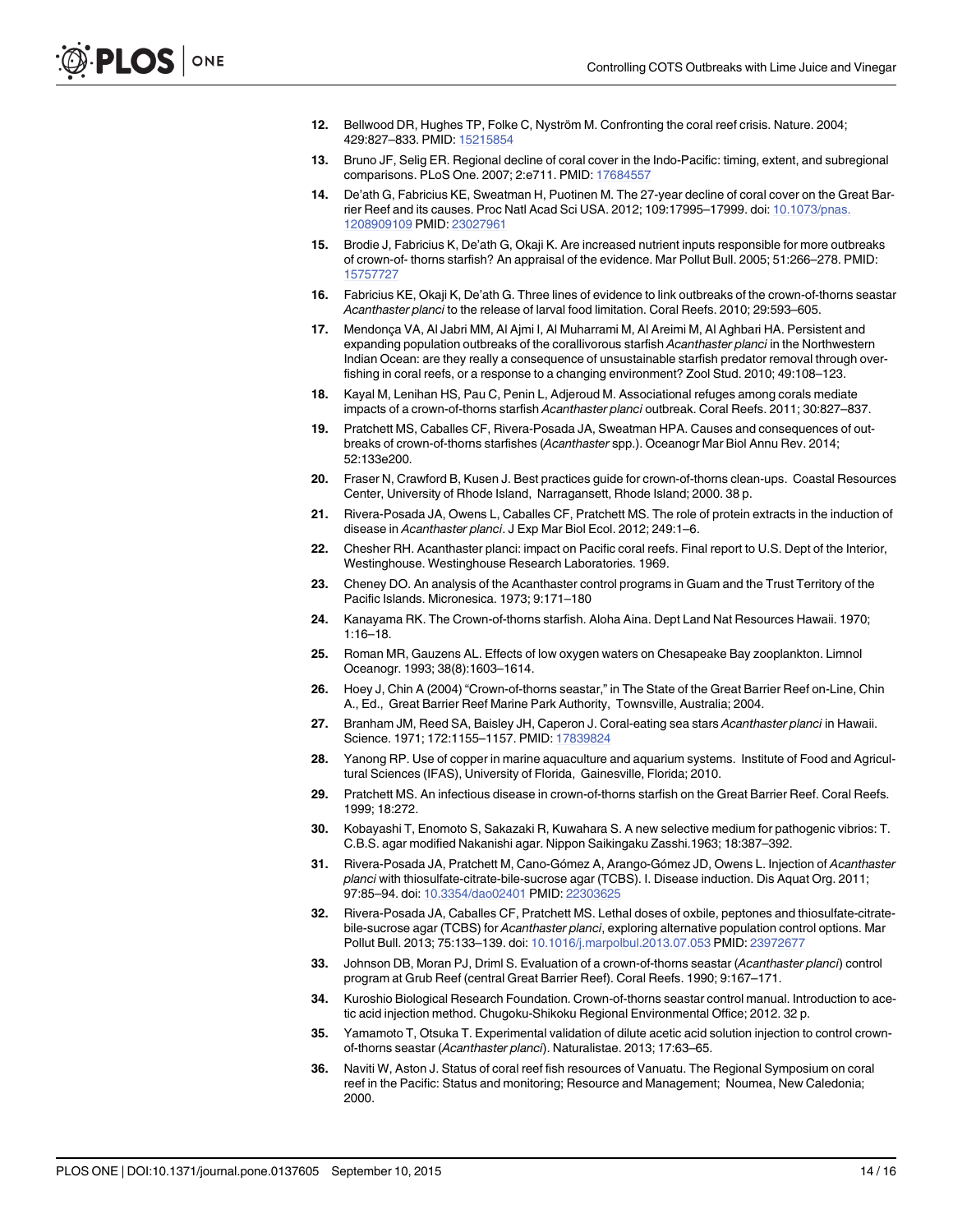12. Bellwood DR, Hughes TP, Folke C, Nyström M. Confronting the coral reef crisis. Nature. 2004; 429:827–833. PMID: 15215854

13. Bruno JF, Selig ER. Regional decline of coral cover in the Indo-Pacific: timing, extent, and subregional comparisons. PLoS One. 2007; 2:e711. PMID: 17684557

14. De'ath G, Fabricius KE, Sweatman H, Puotinen M. The 27-year decline of coral cover on the Great Barrier Reef and its causes. Proc Natl Acad Sci USA. 2012; 109:17995–17999. doi: 10.1073/pnas.1208909109 PMID: 23027961

15. Brodie J, Fabricius K, De'ath G, Okaji K. Are increased nutrient inputs responsible for more outbreaks of crown-of- thorns starfish? An appraisal of the evidence. Mar Pollut Bull. 2005; 51:266–278. PMID: 15757727

16. Fabricius KE, Okaji K, De'ath G. Three lines of evidence to link outbreaks of the crown-of-thorns seastar *Acanthaster planci* to the release of larval food limitation. Coral Reefs. 2010; 29:593–605.

17. Mendonça VA, Al Jabri MM, Al Ajmi I, Al Muharrami M, Al Areimi M, Al Aghbari HA. Persistent and expanding population outbreaks of the corallivorous starfish *Acanthaster planci* in the Northwestern Indian Ocean: are they really a consequence of unsustainable starfish predator removal through overfishing in coral reefs, or a response to a changing environment? Zool Stud. 2010; 49:108–123.

18. Kayal M, Lenihan HS, Pau C, Penin L, Adjeroud M. Associational refuges among corals mediate impacts of a crown-of-thorns starfish *Acanthaster planci* outbreak. Coral Reefs. 2011; 30:827–837.

19. Pratchett MS, Caballes CF, Rivera-Posada JA, Sweatman HPA. Causes and consequences of outbreaks of crown-of-thorns starfishes (*Acanthaster* spp.). Oceanogr Mar Biol Annu Rev. 2014; 52:133e200.

20. Fraser N, Crawford B, Kusen J. Best practices guide for crown-of-thorns clean-ups. Coastal Resources Center, University of Rhode Island, Narragansett, Rhode Island; 2000. 38 p.

21. Rivera-Posada JA, Owens L, Caballes CF, Pratchett MS. The role of protein extracts in the induction of disease in *Acanthaster planci*. J Exp Mar Biol Ecol. 2012; 249:1–6.

22. Chesher RH. Acanthaster planci: impact on Pacific coral reefs. Final report to U.S. Dept of the Interior, Westinghouse. Westinghouse Research Laboratories. 1969.

23. Cheney DO. An analysis of the Acanthaster control programs in Guam and the Trust Territory of the Pacific Islands. Micronesica. 1973; 9:171–180

24. Kanayama RK. The Crown-of-thorns starfish. Aloha Aina. Dept Land Nat Resources Hawaii. 1970; 1:16–18.

25. Roman MR, Gauzens AL. Effects of low oxygen waters on Chesapeake Bay zooplankton. Limnol Oceanogr. 1993; 38(8):1603–1614.

26. Hoey J, Chin A (2004) "Crown-of-thorns seastar," in The State of the Great Barrier Reef on-Line, Chin A., Ed., Great Barrier Reef Marine Park Authority, Townsville, Australia; 2004.

27. Branham JM, Reed SA, Baisley JH, Caperon J. Coral-eating sea stars *Acanthaster planci* in Hawaii. Science. 1971; 172:1155–1157. PMID: 17839824

28. Yanong RP. Use of copper in marine aquaculture and aquarium systems. Institute of Food and Agricultural Sciences (IFAS), University of Florida, Gainesville, Florida; 2010.

29. Pratchett MS. An infectious disease in crown-of-thorns starfish on the Great Barrier Reef. Coral Reefs. 1999; 18:272.

30. Kobayashi T, Enomoto S, Sakazaki R, Kuwahara S. A new selective medium for pathogenic vibrios: T. C.B.S. agar modified Nakanishi agar. Nippon Saikingaku Zasshi.1963; 18:387–392.

31. Rivera-Posada JA, Pratchett M, Cano-Gómez A, Arango-Gómez JD, Owens L. Injection of *Acanthaster planci* with thiosulfate-citrate-bile-sucrose agar (TCBS). I. Disease induction. Dis Aquat Org. 2011; 97:85–94. doi: 10.3354/dao02401 PMID: 22303625

32. Rivera-Posada JA, Caballes CF, Pratchett MS. Lethal doses of oxbile, peptones and thiosulfate-citrate-bile-sucrose agar (TCBS) for *Acanthaster planci*, exploring alternative population control options. Mar Pollut Bull. 2013; 75:133–139. doi: 10.1016/j.marpolbul.2013.07.053 PMID: 23972677

33. Johnson DB, Moran PJ, Driml S. Evaluation of a crown-of-thorns seastar (*Acanthaster planci*) control program at Grub Reef (central Great Barrier Reef). Coral Reefs. 1990; 9:167–171.

34. Kuroshio Biological Research Foundation. Crown-of-thorns seastar control manual. Introduction to acetic acid injection method. Chugoku-Shikoku Regional Environmental Office; 2012. 32 p.

35. Yamamoto T, Otsuka T. Experimental validation of dilute acetic acid solution injection to control crown-of-thorns seastar (*Acanthaster planci*). Naturalistae. 2013; 17:63–65.

36. Naviti W, Aston J. Status of coral reef fish resources of Vanuatu. The Regional Symposium on coral reef in the Pacific: Status and monitoring; Resource and Management; Noumea, New Caledonia; 2000.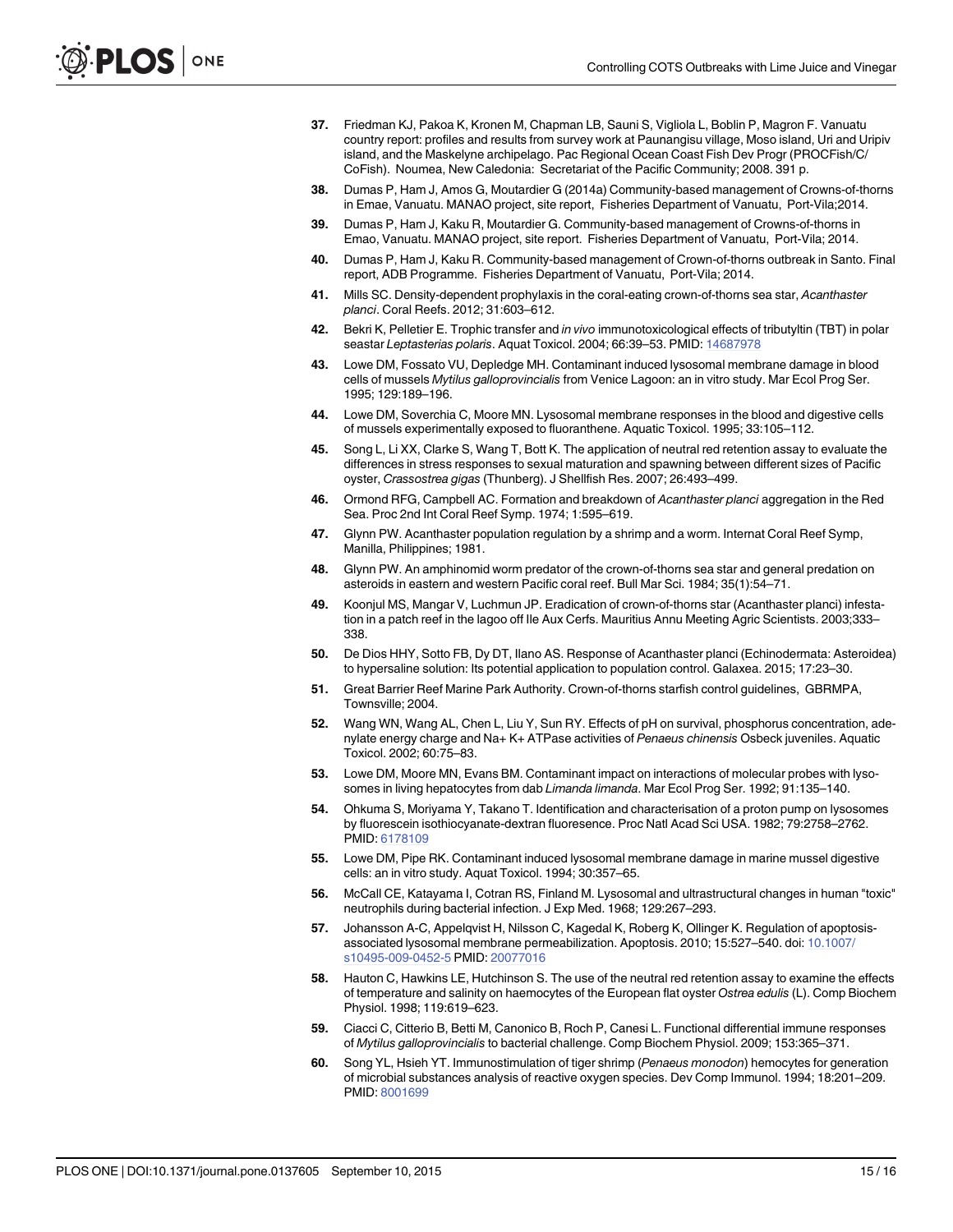37. Friedman KJ, Pakoa K, Kronen M, Chapman LB, Sauni S, Vigliola L, Boblin P, Magron F. Vanuatu country report: profiles and results from survey work at Paunangisu village, Moso island, Uri and Uripiv island, and the Maskelyne archipelago. Pac Regional Ocean Coast Fish Dev Progr (PROCFish/C/CoFish). Noumea, New Caledonia: Secretariat of the Pacific Community; 2008. 391 p.

38. Dumas P, Ham J, Amos G, Moutardier G (2014a) Community-based management of Crowns-of-thorns in Emae, Vanuatu. MANAO project, site report, Fisheries Department of Vanuatu, Port-Vila;2014.

39. Dumas P, Ham J, Kaku R, Moutardier G. Community-based management of Crowns-of-thorns in Emao, Vanuatu. MANAO project, site report. Fisheries Department of Vanuatu, Port-Vila; 2014.

40. Dumas P, Ham J, Kaku R. Community-based management of Crown-of-thorns outbreak in Santo. Final report, ADB Programme. Fisheries Department of Vanuatu, Port-Vila; 2014.

41. Mills SC. Density-dependent prophylaxis in the coral-eating crown-of-thorns sea star, *Acanthaster planci*. Coral Reefs. 2012; 31:603–612.

42. Bekri K, Pelletier E. Trophic transfer and *in vivo* immunotoxicological effects of tributyltin (TBT) in polar seastar *Leptasterias polaris*. Aquat Toxicol. 2004; 66:39–53. PMID: 14687978

43. Lowe DM, Fossato VU, Depledge MH. Contaminant induced lysosomal membrane damage in blood cells of mussels *Mytilus galloprovincialis* from Venice Lagoon: an in vitro study. Mar Ecol Prog Ser. 1995; 129:189–196.

44. Lowe DM, Soverchia C, Moore MN. Lysosomal membrane responses in the blood and digestive cells of mussels experimentally exposed to fluoranthene. Aquatic Toxicol. 1995; 33:105–112.

45. Song L, Li XX, Clarke S, Wang T, Bott K. The application of neutral red retention assay to evaluate the differences in stress responses to sexual maturation and spawning between different sizes of Pacific oyster, *Crassostrea gigas* (Thunberg). J Shellfish Res. 2007; 26:493–499.

46. Ormond RFG, Campbell AC. Formation and breakdown of *Acanthaster planci* aggregation in the Red Sea. Proc 2nd Int Coral Reef Symp. 1974; 1:595–619.

47. Glynn PW. Acanthaster population regulation by a shrimp and a worm. Internat Coral Reef Symp, Manilla, Philippines; 1981.

48. Glynn PW. An amphinomid worm predator of the crown-of-thorns sea star and general predation on asteroids in eastern and western Pacific coral reef. Bull Mar Sci. 1984; 35(1):54–71.

49. Koonjul MS, Mangar V, Luchmun JP. Eradication of crown-of-thorns star (Acanthaster planci) infestation in a patch reef in the lagoon off Ile Aux Cerfs. Mauritius Annu Meeting Agric Scientists. 2003;333–338.

50. De Dios HHY, Sotto FB, Dy DT, Ilano AS. Response of Acanthaster planci (Echinodermata: Asteroidea) to hypersaline solution: Its potential application to population control. Galaxea. 2015; 17:23–30.

51. Great Barrier Reef Marine Park Authority. Crown-of-thorns starfish control guidelines, GBRMPA, Townsville; 2004.

52. Wang WN, Wang AL, Chen L, Liu Y, Sun RY. Effects of pH on survival, phosphorus concentration, adenylate energy charge and Na+ K+ ATPase activities of *Penaeus chinensis* Osbeck juveniles. Aquatic Toxicol. 2002; 60:75–83.

53. Lowe DM, Moore MN, Evans BM. Contaminant impact on interactions of molecular probes with lysosomes in living hepatocytes from dab *Limanda limanda*. Mar Ecol Prog Ser. 1992; 91:135–140.

54. Ohkuma S, Moriyama Y, Takano T. Identification and characterisation of a proton pump on lysosomes by fluorescein isothiocyanate-dextran fluoresence. Proc Natl Acad Sci USA. 1982; 79:2758–2762. PMID: 6178109

55. Lowe DM, Pipe RK. Contaminant induced lysosomal membrane damage in marine mussel digestive cells: an in vitro study. Aquat Toxicol. 1994; 30:357–65.

56. McCall CE, Katayama I, Cotran RS, Finland M. Lysosomal and ultrastructural changes in human "toxic" neutrophils during bacterial infection. J Exp Med. 1968; 129:267–293.

57. Johansson A-C, Appelqvist H, Nilsson C, Kagedal K, Roberg K, Ollinger K. Regulation of apoptosis-associated lysosomal membrane permeabilization. Apoptosis. 2010; 15:527–540. doi: 10.1007/s10495-009-0452-5 PMID: 20077016

58. Hauton C, Hawkins LE, Hutchinson S. The use of the neutral red retention assay to examine the effects of temperature and salinity on haemocytes of the European flat oyster *Ostrea edulis* (L). Comp Biochem Physiol. 1998; 119:619–623.

59. Ciacci C, Citterio B, Betti M, Canonico B, Roch P, Canesi L. Functional differential immune responses of *Mytilus galloprovincialis* to bacterial challenge. Comp Biochem Physiol. 2009; 153:365–371.

60. Song YL, Hsieh YT. Immunostimulation of tiger shrimp (*Penaeus monodon*) hemocytes for generation of microbial substances analysis of reactive oxygen species. Dev Comp Immunol. 1994; 18:201–209. PMID: 8001699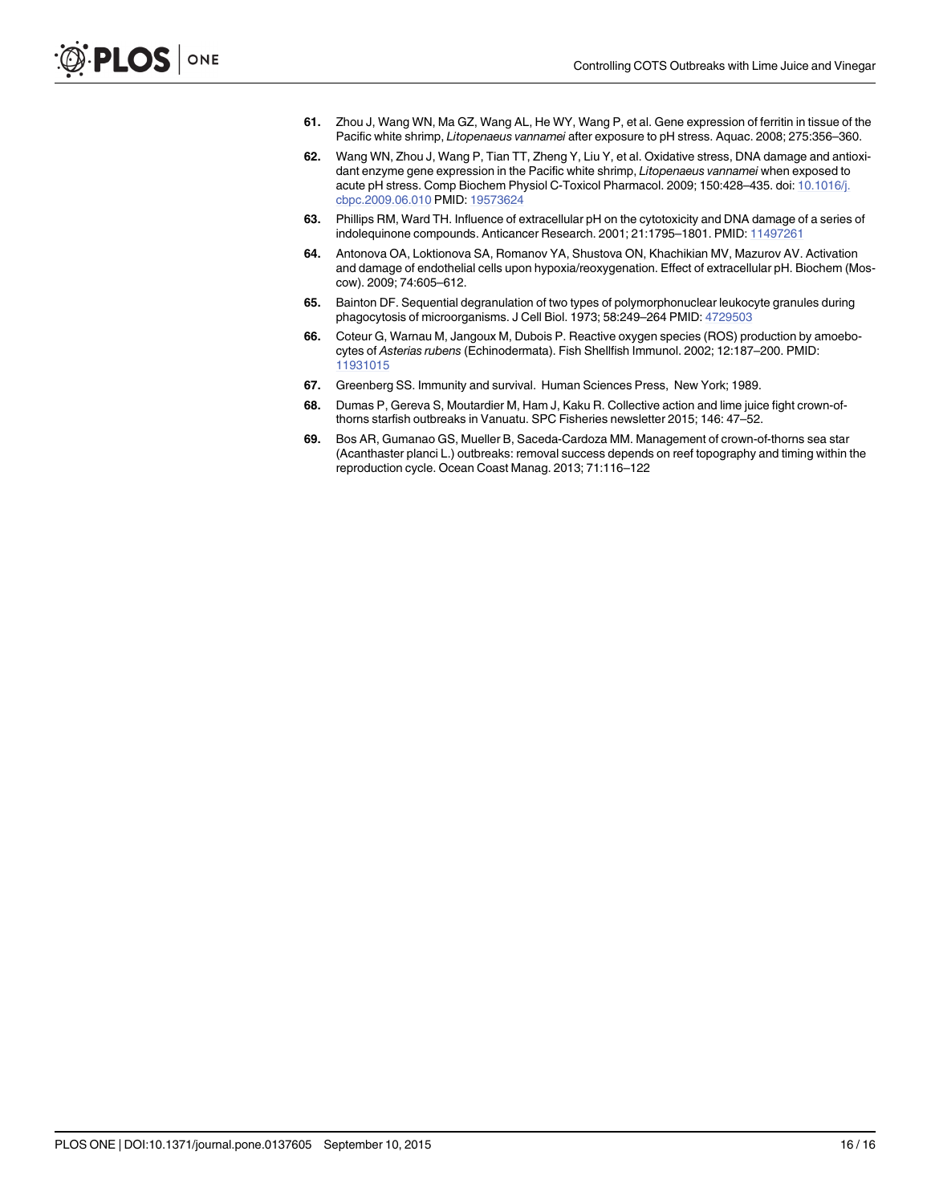61. Zhou J, Wang WN, Ma GZ, Wang AL, He WY, Wang P, et al. Gene expression of ferritin in tissue of the Pacific white shrimp, *Litopenaeus vannamei* after exposure to pH stress. Aquac. 2008; 275:356–360.

62. Wang WN, Zhou J, Wang P, Tian TT, Zheng Y, Liu Y, et al. Oxidative stress, DNA damage and antioxidant enzyme gene expression in the Pacific white shrimp, *Litopenaeus vannamei* when exposed to acute pH stress. Comp Biochem Physiol C-Toxicol Pharmacol. 2009; 150:428–435. doi: 10.1016/j.cbpc.2009.06.010 PMID: 19573624

63. Phillips RM, Ward TH. Influence of extracellular pH on the cytotoxicity and DNA damage of a series of indolequinone compounds. Anticancer Research. 2001; 21:1795–1801. PMID: 11497261

64. Antonova OA, Loktionova SA, Romanov YA, Shustova ON, Khachikian MV, Mazurov AV. Activation and damage of endothelial cells upon hypoxia/reoxygenation. Effect of extracellular pH. Biochem (Moscow). 2009; 74:605–612.

65. Bainton DF. Sequential degranulation of two types of polymorphonuclear leukocyte granules during phagocytosis of microorganisms. J Cell Biol. 1973; 58:249–264 PMID: 4729503

66. Coteur G, Warnau M, Jangoux M, Dubois P. Reactive oxygen species (ROS) production by amoebocytes of *Asterias rubens* (Echinodermata). Fish Shellfish Immunol. 2002; 12:187–200. PMID: 11931015

67. Greenberg SS. Immunity and survival. Human Sciences Press, New York; 1989.

68. Dumas P, Gereva S, Moutardier M, Ham J, Kaku R. Collective action and lime juice fight crown-of-thorns starfish outbreaks in Vanuatu. SPC Fisheries newsletter 2015; 146: 47–52.

69. Bos AR, Gumanao GS, Mueller B, Saceda-Cardoza MM. Management of crown-of-thorns sea star (Acanthaster planci L.) outbreaks: removal success depends on reef topography and timing within the reproduction cycle. Ocean Coast Manag. 2013; 71:116–122